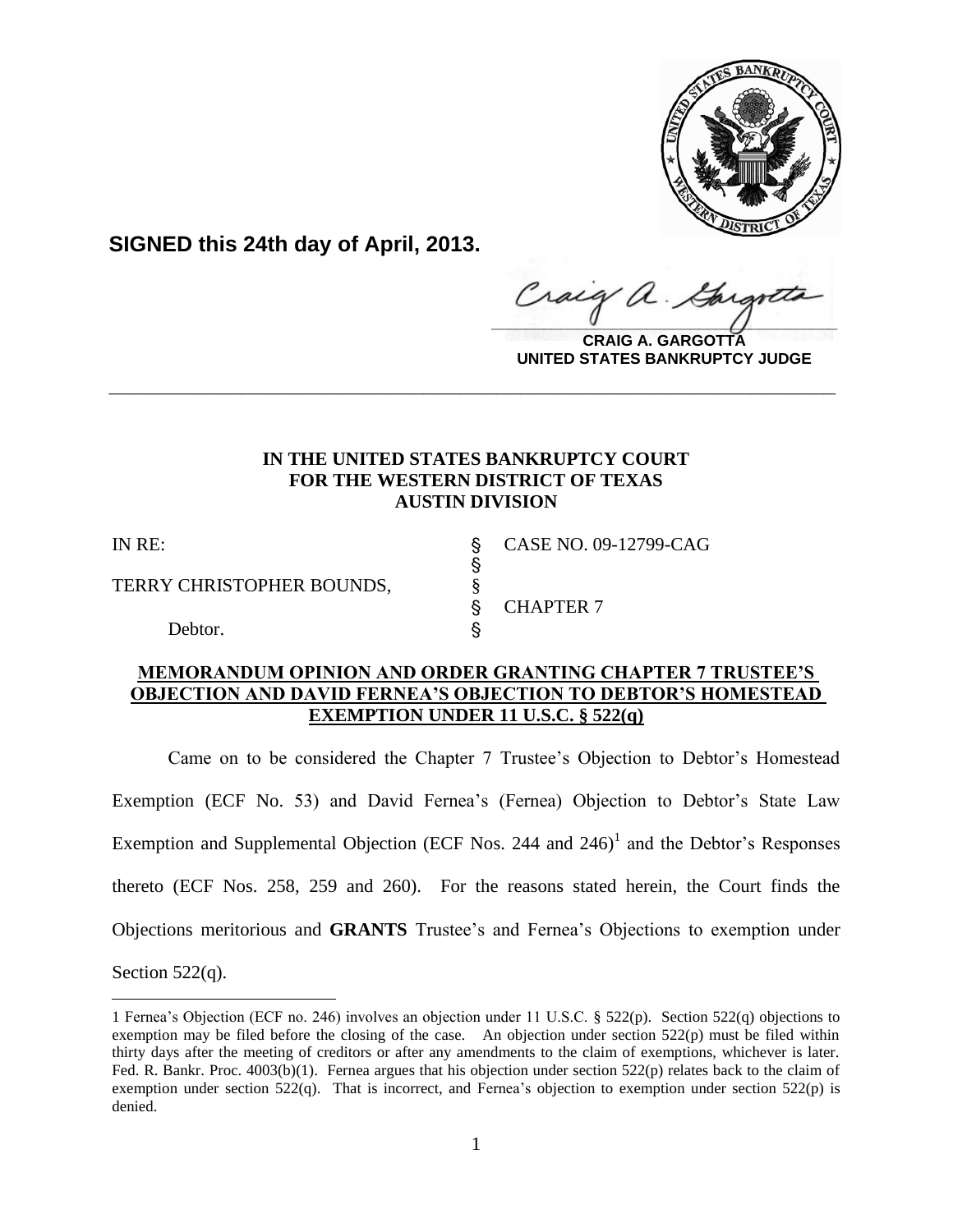**SIGNED this 24th day of April, 2013.**

**CRAIG A. GARGOTTA**
**UNITED STATES BANKRUPTCY JUDGE**

---

**IN THE UNITED STATES BANKRUPTCY COURT**
**FOR THE WESTERN DISTRICT OF TEXAS**
**AUSTIN DIVISION**

| | | |
|---|---|---|
| IN RE: | § | CASE NO. 09-12799-CAG |
| | § | |
| TERRY CHRISTOPHER BOUNDS, | § | |
| | § | CHAPTER 7 |
| Debtor. | § | |

**MEMORANDUM OPINION AND ORDER GRANTING CHAPTER 7 TRUSTEE'S OBJECTION AND DAVID FERNEA'S OBJECTION TO DEBTOR'S HOMESTEAD EXEMPTION UNDER 11 U.S.C. § 522(q)**

Came on to be considered the Chapter 7 Trustee's Objection to Debtor's Homestead Exemption (ECF No. 53) and David Fernea's (Fernea) Objection to Debtor's State Law Exemption and Supplemental Objection (ECF Nos. 244 and 246)[1] and the Debtor's Responses thereto (ECF Nos. 258, 259 and 260). For the reasons stated herein, the Court finds the Objections meritorious and **GRANTS** Trustee's and Fernea's Objections to exemption under Section 522(q).

---

1 Fernea's Objection (ECF no. 246) involves an objection under 11 U.S.C. § 522(p). Section 522(q) objections to exemption may be filed before the closing of the case. An objection under section 522(p) must be filed within thirty days after the meeting of creditors or after any amendments to the claim of exemptions, whichever is later. Fed. R. Bankr. Proc. 4003(b)(1). Fernea argues that his objection under section 522(p) relates back to the claim of exemption under section 522(q). That is incorrect, and Fernea's objection to exemption under section 522(p) is denied.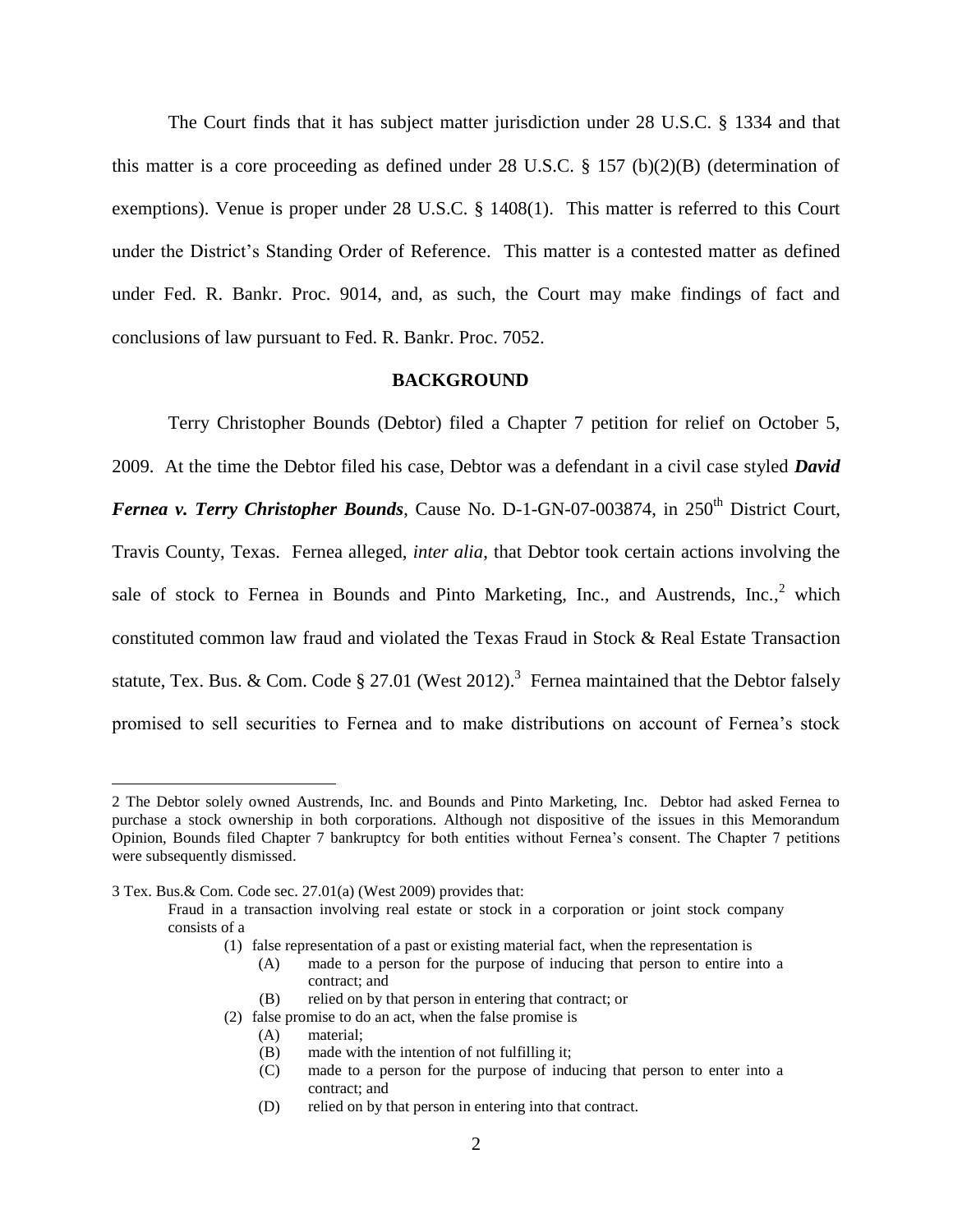The Court finds that it has subject matter jurisdiction under 28 U.S.C. § 1334 and that this matter is a core proceeding as defined under 28 U.S.C. § 157 (b)(2)(B) (determination of exemptions). Venue is proper under 28 U.S.C. § 1408(1). This matter is referred to this Court under the District's Standing Order of Reference. This matter is a contested matter as defined under Fed. R. Bankr. Proc. 9014, and, as such, the Court may make findings of fact and conclusions of law pursuant to Fed. R. Bankr. Proc. 7052.

## BACKGROUND

Terry Christopher Bounds (Debtor) filed a Chapter 7 petition for relief on October 5, 2009. At the time the Debtor filed his case, Debtor was a defendant in a civil case styled ***David Fernea v. Terry Christopher Bounds***, Cause No. D-1-GN-07-003874, in 250th District Court, Travis County, Texas. Fernea alleged, *inter alia*, that Debtor took certain actions involving the sale of stock to Fernea in Bounds and Pinto Marketing, Inc., and Austrends, Inc.,[2] which constituted common law fraud and violated the Texas Fraud in Stock & Real Estate Transaction statute, Tex. Bus. & Com. Code § 27.01 (West 2012).[3] Fernea maintained that the Debtor falsely promised to sell securities to Fernea and to make distributions on account of Fernea's stock

---

2 The Debtor solely owned Austrends, Inc. and Bounds and Pinto Marketing, Inc. Debtor had asked Fernea to purchase a stock ownership in both corporations. Although not dispositive of the issues in this Memorandum Opinion, Bounds filed Chapter 7 bankruptcy for both entities without Fernea's consent. The Chapter 7 petitions were subsequently dismissed.

3 Tex. Bus.& Com. Code sec. 27.01(a) (West 2009) provides that:

> Fraud in a transaction involving real estate or stock in a corporation or joint stock company consists of a
>
> (1) false representation of a past or existing material fact, when the representation is
>
> (A) made to a person for the purpose of inducing that person to entire into a contract; and
>
> (B) relied on by that person in entering that contract; or
>
> (2) false promise to do an act, when the false promise is
>
> (A) material;
>
> (B) made with the intention of not fulfilling it;
>
> (C) made to a person for the purpose of inducing that person to enter into a contract; and
>
> (D) relied on by that person in entering into that contract.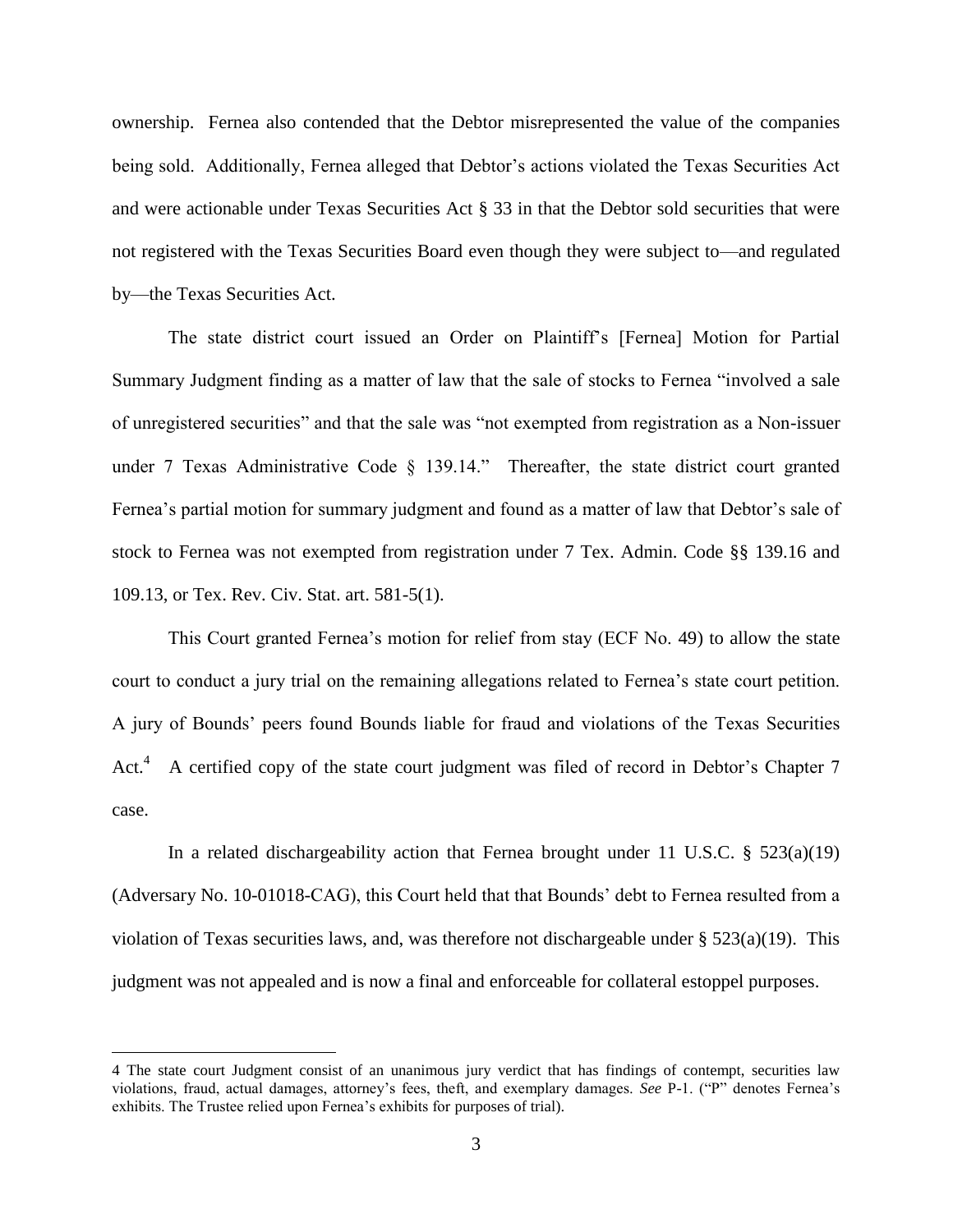ownership. Fernea also contended that the Debtor misrepresented the value of the companies being sold. Additionally, Fernea alleged that Debtor's actions violated the Texas Securities Act and were actionable under Texas Securities Act § 33 in that the Debtor sold securities that were not registered with the Texas Securities Board even though they were subject to—and regulated by—the Texas Securities Act.

The state district court issued an Order on Plaintiff's [Fernea] Motion for Partial Summary Judgment finding as a matter of law that the sale of stocks to Fernea "involved a sale of unregistered securities" and that the sale was "not exempted from registration as a Non-issuer under 7 Texas Administrative Code § 139.14." Thereafter, the state district court granted Fernea's partial motion for summary judgment and found as a matter of law that Debtor's sale of stock to Fernea was not exempted from registration under 7 Tex. Admin. Code §§ 139.16 and 109.13, or Tex. Rev. Civ. Stat. art. 581-5(1).

This Court granted Fernea's motion for relief from stay (ECF No. 49) to allow the state court to conduct a jury trial on the remaining allegations related to Fernea's state court petition. A jury of Bounds' peers found Bounds liable for fraud and violations of the Texas Securities Act.[4] A certified copy of the state court judgment was filed of record in Debtor's Chapter 7 case.

In a related dischargeability action that Fernea brought under 11 U.S.C. § 523(a)(19) (Adversary No. 10-01018-CAG), this Court held that that Bounds' debt to Fernea resulted from a violation of Texas securities laws, and, was therefore not dischargeable under § 523(a)(19). This judgment was not appealed and is now a final and enforceable for collateral estoppel purposes.

---

4 The state court Judgment consist of an unanimous jury verdict that has findings of contempt, securities law violations, fraud, actual damages, attorney's fees, theft, and exemplary damages. *See* P-1. ("P" denotes Fernea's exhibits. The Trustee relied upon Fernea's exhibits for purposes of trial).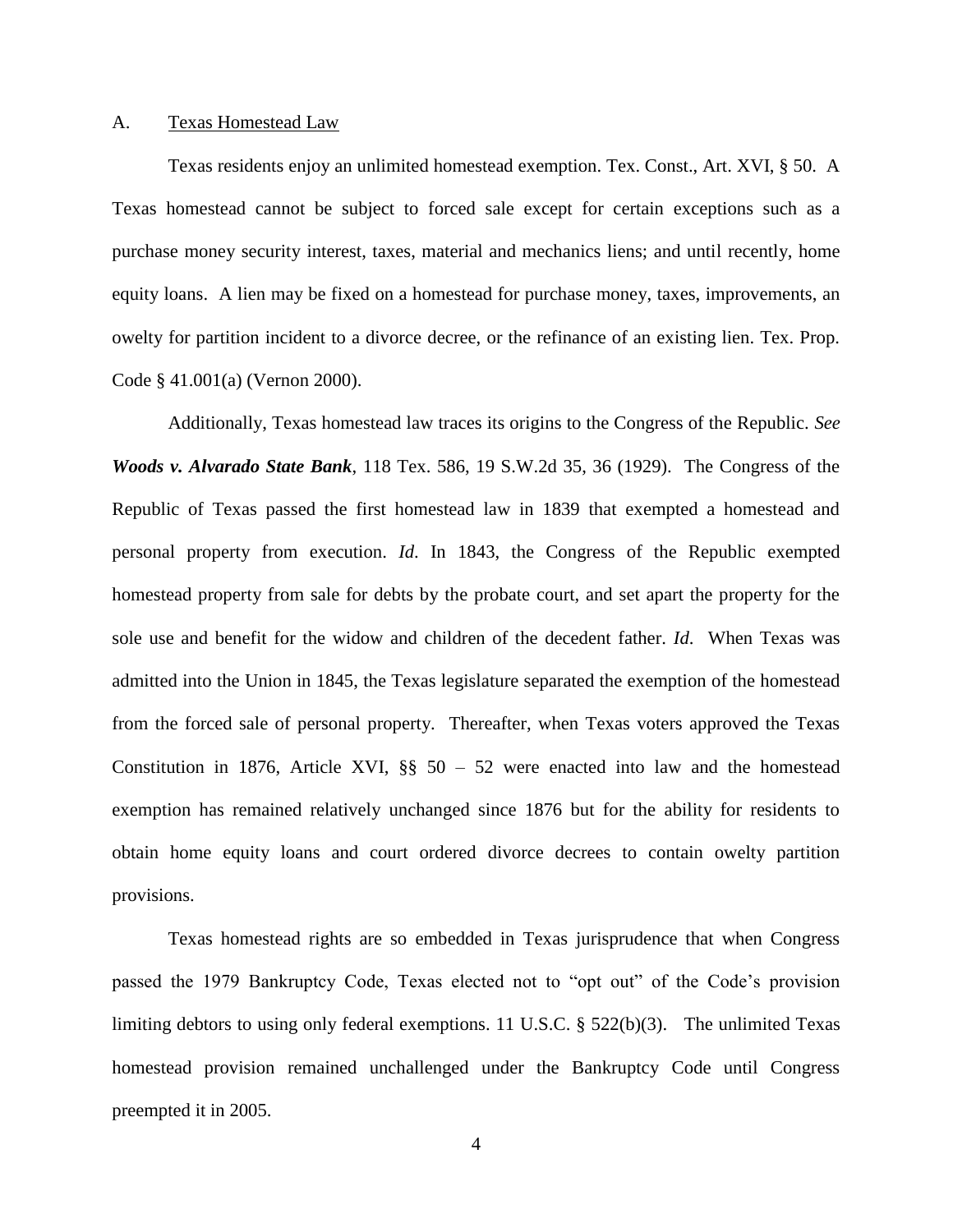A. Texas Homestead Law

Texas residents enjoy an unlimited homestead exemption. Tex. Const., Art. XVI, § 50. A Texas homestead cannot be subject to forced sale except for certain exceptions such as a purchase money security interest, taxes, material and mechanics liens; and until recently, home equity loans. A lien may be fixed on a homestead for purchase money, taxes, improvements, an owelty for partition incident to a divorce decree, or the refinance of an existing lien. Tex. Prop. Code § 41.001(a) (Vernon 2000).

Additionally, Texas homestead law traces its origins to the Congress of the Republic. *See* ***Woods v. Alvarado State Bank***, 118 Tex. 586, 19 S.W.2d 35, 36 (1929). The Congress of the Republic of Texas passed the first homestead law in 1839 that exempted a homestead and personal property from execution. *Id*. In 1843, the Congress of the Republic exempted homestead property from sale for debts by the probate court, and set apart the property for the sole use and benefit for the widow and children of the decedent father. *Id*. When Texas was admitted into the Union in 1845, the Texas legislature separated the exemption of the homestead from the forced sale of personal property. Thereafter, when Texas voters approved the Texas Constitution in 1876, Article XVI, §§ 50 – 52 were enacted into law and the homestead exemption has remained relatively unchanged since 1876 but for the ability for residents to obtain home equity loans and court ordered divorce decrees to contain owelty partition provisions.

Texas homestead rights are so embedded in Texas jurisprudence that when Congress passed the 1979 Bankruptcy Code, Texas elected not to "opt out" of the Code's provision limiting debtors to using only federal exemptions. 11 U.S.C. § 522(b)(3). The unlimited Texas homestead provision remained unchallenged under the Bankruptcy Code until Congress preempted it in 2005.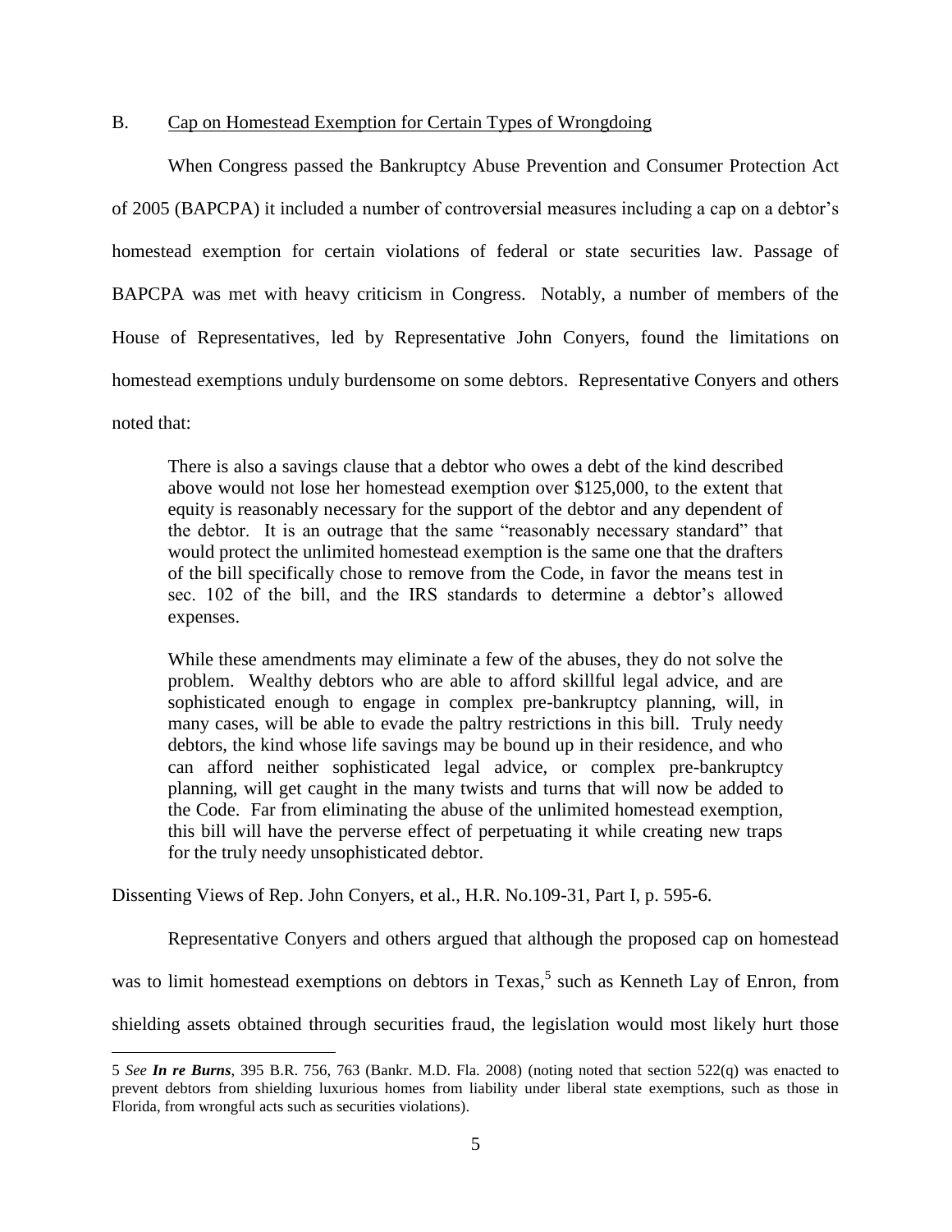### B. Cap on Homestead Exemption for Certain Types of Wrongdoing

When Congress passed the Bankruptcy Abuse Prevention and Consumer Protection Act of 2005 (BAPCPA) it included a number of controversial measures including a cap on a debtor's homestead exemption for certain violations of federal or state securities law. Passage of BAPCPA was met with heavy criticism in Congress. Notably, a number of members of the House of Representatives, led by Representative John Conyers, found the limitations on homestead exemptions unduly burdensome on some debtors. Representative Conyers and others noted that:

> There is also a savings clause that a debtor who owes a debt of the kind described above would not lose her homestead exemption over $125,000, to the extent that equity is reasonably necessary for the support of the debtor and any dependent of the debtor. It is an outrage that the same "reasonably necessary standard" that would protect the unlimited homestead exemption is the same one that the drafters of the bill specifically chose to remove from the Code, in favor the means test in sec. 102 of the bill, and the IRS standards to determine a debtor's allowed expenses.
>
> While these amendments may eliminate a few of the abuses, they do not solve the problem. Wealthy debtors who are able to afford skillful legal advice, and are sophisticated enough to engage in complex pre-bankruptcy planning, will, in many cases, will be able to evade the paltry restrictions in this bill. Truly needy debtors, the kind whose life savings may be bound up in their residence, and who can afford neither sophisticated legal advice, or complex pre-bankruptcy planning, will get caught in the many twists and turns that will now be added to the Code. Far from eliminating the abuse of the unlimited homestead exemption, this bill will have the perverse effect of perpetuating it while creating new traps for the truly needy unsophisticated debtor.

Dissenting Views of Rep. John Conyers, et al., H.R. No.109-31, Part I, p. 595-6.

Representative Conyers and others argued that although the proposed cap on homestead was to limit homestead exemptions on debtors in Texas,[5] such as Kenneth Lay of Enron, from shielding assets obtained through securities fraud, the legislation would most likely hurt those

---

5 *See* ***In re Burns***, 395 B.R. 756, 763 (Bankr. M.D. Fla. 2008) (noting noted that section 522(q) was enacted to prevent debtors from shielding luxurious homes from liability under liberal state exemptions, such as those in Florida, from wrongful acts such as securities violations).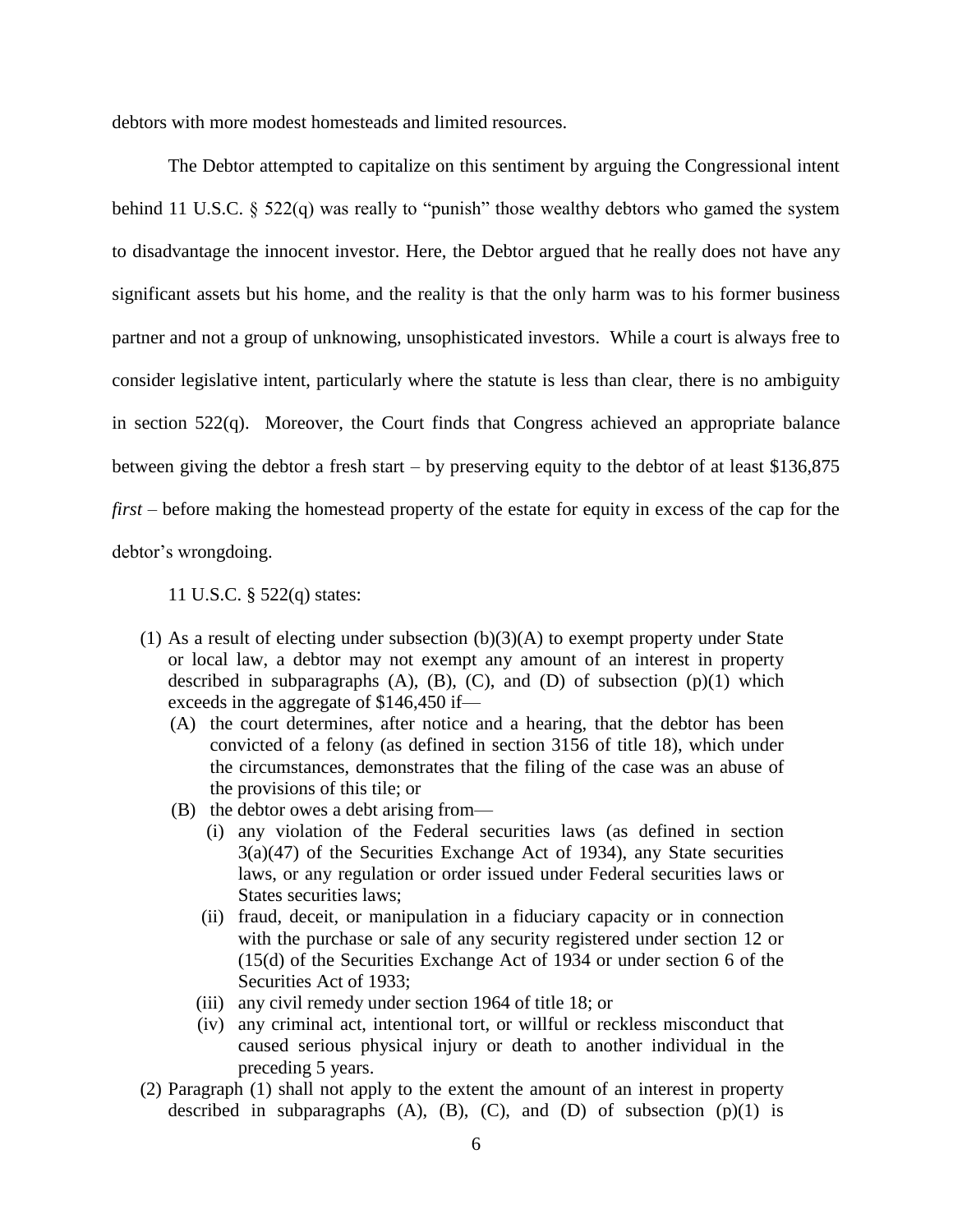debtors with more modest homesteads and limited resources.

The Debtor attempted to capitalize on this sentiment by arguing the Congressional intent behind 11 U.S.C. § 522(q) was really to "punish" those wealthy debtors who gamed the system to disadvantage the innocent investor. Here, the Debtor argued that he really does not have any significant assets but his home, and the reality is that the only harm was to his former business partner and not a group of unknowing, unsophisticated investors. While a court is always free to consider legislative intent, particularly where the statute is less than clear, there is no ambiguity in section 522(q). Moreover, the Court finds that Congress achieved an appropriate balance between giving the debtor a fresh start – by preserving equity to the debtor of at least $136,875 *first* – before making the homestead property of the estate for equity in excess of the cap for the debtor's wrongdoing.

11 U.S.C. § 522(q) states:

> (1) As a result of electing under subsection (b)(3)(A) to exempt property under State or local law, a debtor may not exempt any amount of an interest in property described in subparagraphs (A), (B), (C), and (D) of subsection (p)(1) which exceeds in the aggregate of $146,450 if—
>
> (A) the court determines, after notice and a hearing, that the debtor has been convicted of a felony (as defined in section 3156 of title 18), which under the circumstances, demonstrates that the filing of the case was an abuse of the provisions of this tile; or
>
> (B) the debtor owes a debt arising from—
>
> (i) any violation of the Federal securities laws (as defined in section 3(a)(47) of the Securities Exchange Act of 1934), any State securities laws, or any regulation or order issued under Federal securities laws or States securities laws;
>
> (ii) fraud, deceit, or manipulation in a fiduciary capacity or in connection with the purchase or sale of any security registered under section 12 or (15(d) of the Securities Exchange Act of 1934 or under section 6 of the Securities Act of 1933;
>
> (iii) any civil remedy under section 1964 of title 18; or
>
> (iv) any criminal act, intentional tort, or willful or reckless misconduct that caused serious physical injury or death to another individual in the preceding 5 years.
>
> (2) Paragraph (1) shall not apply to the extent the amount of an interest in property described in subparagraphs (A), (B), (C), and (D) of subsection (p)(1) is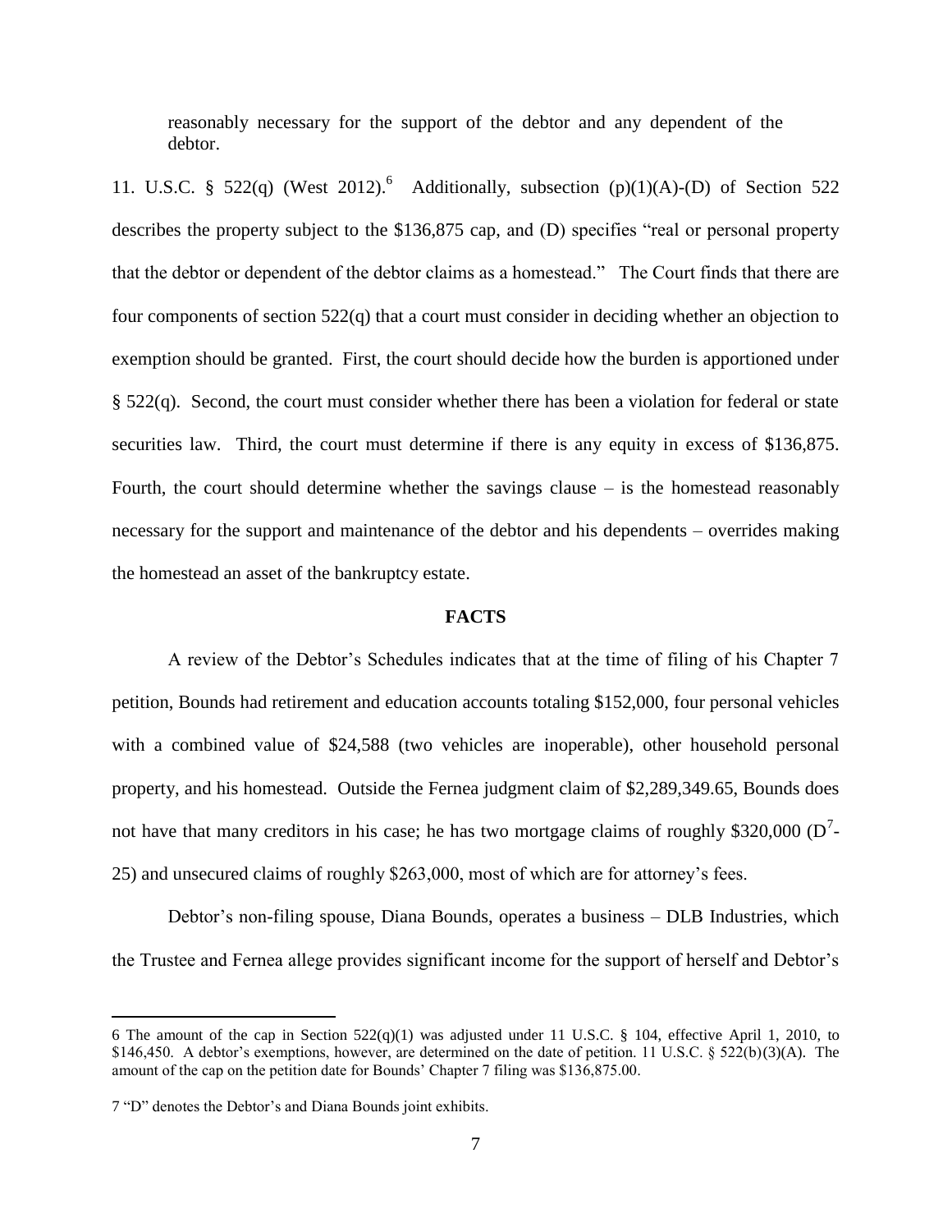reasonably necessary for the support of the debtor and any dependent of the debtor.

11. U.S.C. § 522(q) (West 2012).[6] Additionally, subsection (p)(1)(A)-(D) of Section 522 describes the property subject to the \$136,875 cap, and (D) specifies "real or personal property that the debtor or dependent of the debtor claims as a homestead." The Court finds that there are four components of section 522(q) that a court must consider in deciding whether an objection to exemption should be granted. First, the court should decide how the burden is apportioned under § 522(q). Second, the court must consider whether there has been a violation for federal or state securities law. Third, the court must determine if there is any equity in excess of \$136,875. Fourth, the court should determine whether the savings clause – is the homestead reasonably necessary for the support and maintenance of the debtor and his dependents – overrides making the homestead an asset of the bankruptcy estate.

**FACTS**

A review of the Debtor's Schedules indicates that at the time of filing of his Chapter 7 petition, Bounds had retirement and education accounts totaling \$152,000, four personal vehicles with a combined value of \$24,588 (two vehicles are inoperable), other household personal property, and his homestead. Outside the Fernea judgment claim of \$2,289,349.65, Bounds does not have that many creditors in his case; he has two mortgage claims of roughly \$320,000 (D[7]-25) and unsecured claims of roughly \$263,000, most of which are for attorney's fees.

Debtor's non-filing spouse, Diana Bounds, operates a business – DLB Industries, which the Trustee and Fernea allege provides significant income for the support of herself and Debtor's

---

6 The amount of the cap in Section 522(q)(1) was adjusted under 11 U.S.C. § 104, effective April 1, 2010, to \$146,450. A debtor's exemptions, however, are determined on the date of petition. 11 U.S.C. § 522(b)(3)(A). The amount of the cap on the petition date for Bounds' Chapter 7 filing was \$136,875.00.

7 "D" denotes the Debtor's and Diana Bounds joint exhibits.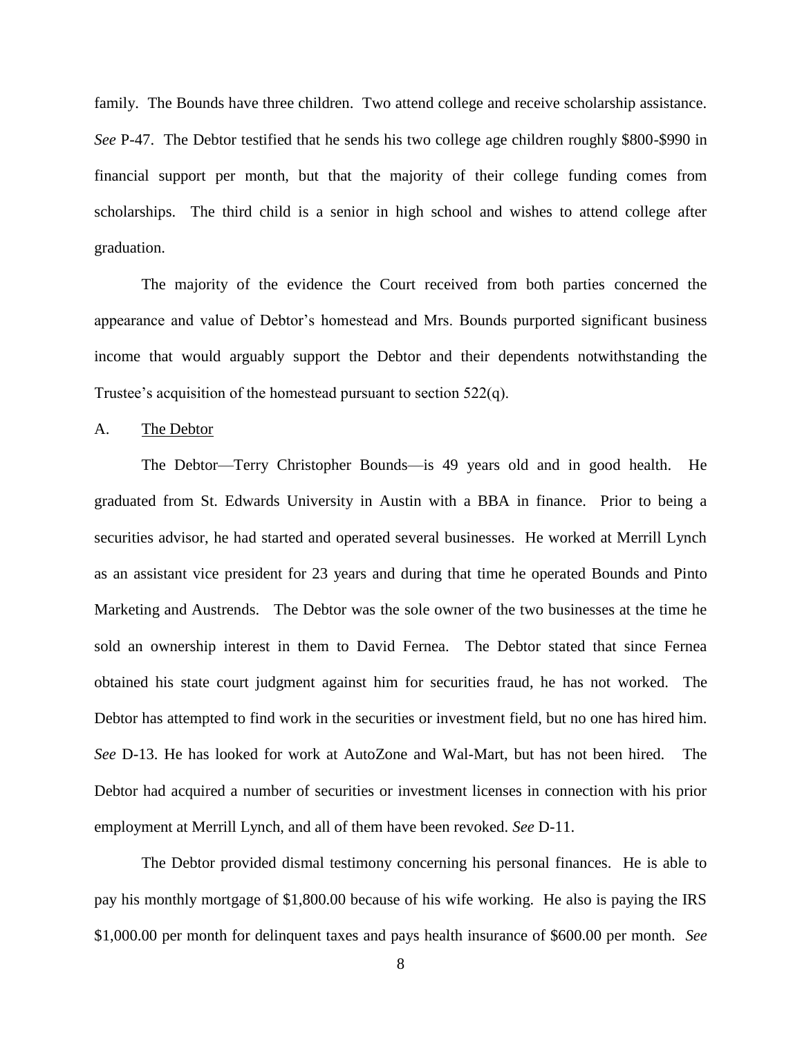family. The Bounds have three children. Two attend college and receive scholarship assistance. *See* P-47. The Debtor testified that he sends his two college age children roughly $800-$990 in financial support per month, but that the majority of their college funding comes from scholarships. The third child is a senior in high school and wishes to attend college after graduation.

The majority of the evidence the Court received from both parties concerned the appearance and value of Debtor's homestead and Mrs. Bounds purported significant business income that would arguably support the Debtor and their dependents notwithstanding the Trustee's acquisition of the homestead pursuant to section 522(q).

A. <u>The Debtor</u>

The Debtor—Terry Christopher Bounds—is 49 years old and in good health. He graduated from St. Edwards University in Austin with a BBA in finance. Prior to being a securities advisor, he had started and operated several businesses. He worked at Merrill Lynch as an assistant vice president for 23 years and during that time he operated Bounds and Pinto Marketing and Austrends. The Debtor was the sole owner of the two businesses at the time he sold an ownership interest in them to David Fernea. The Debtor stated that since Fernea obtained his state court judgment against him for securities fraud, he has not worked. The Debtor has attempted to find work in the securities or investment field, but no one has hired him. *See* D-13. He has looked for work at AutoZone and Wal-Mart, but has not been hired. The Debtor had acquired a number of securities or investment licenses in connection with his prior employment at Merrill Lynch, and all of them have been revoked. *See* D-11.

The Debtor provided dismal testimony concerning his personal finances. He is able to pay his monthly mortgage of $1,800.00 because of his wife working. He also is paying the IRS $1,000.00 per month for delinquent taxes and pays health insurance of $600.00 per month. *See*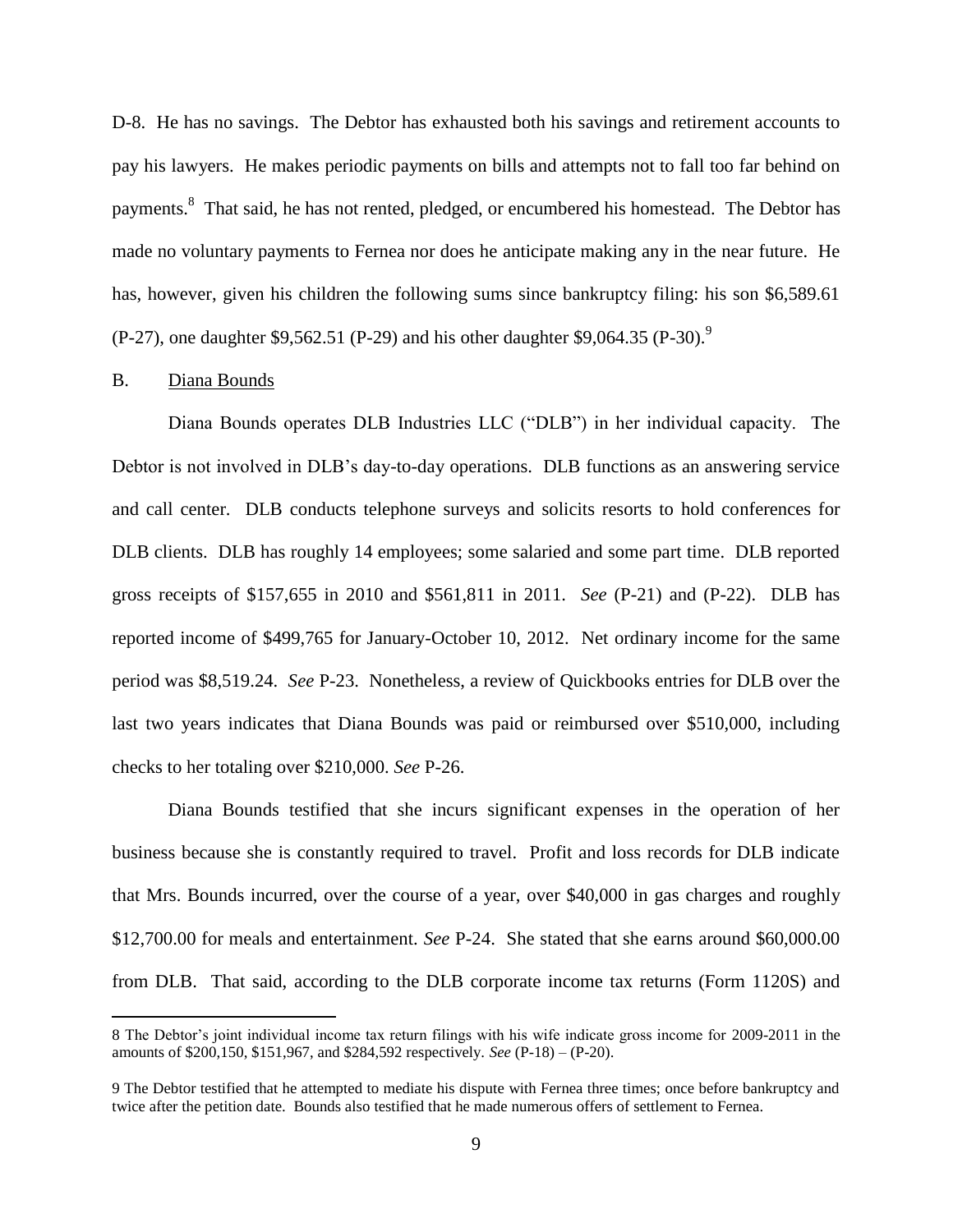D-8. He has no savings. The Debtor has exhausted both his savings and retirement accounts to pay his lawyers. He makes periodic payments on bills and attempts not to fall too far behind on payments.[8] That said, he has not rented, pledged, or encumbered his homestead. The Debtor has made no voluntary payments to Fernea nor does he anticipate making any in the near future. He has, however, given his children the following sums since bankruptcy filing: his son $6,589.61 (P-27), one daughter $9,562.51 (P-29) and his other daughter $9,064.35 (P-30).[9]

B. <u>Diana Bounds</u>

Diana Bounds operates DLB Industries LLC ("DLB") in her individual capacity. The Debtor is not involved in DLB's day-to-day operations. DLB functions as an answering service and call center. DLB conducts telephone surveys and solicits resorts to hold conferences for DLB clients. DLB has roughly 14 employees; some salaried and some part time. DLB reported gross receipts of $157,655 in 2010 and $561,811 in 2011. *See* (P-21) and (P-22). DLB has reported income of $499,765 for January-October 10, 2012. Net ordinary income for the same period was $8,519.24. *See* P-23. Nonetheless, a review of Quickbooks entries for DLB over the last two years indicates that Diana Bounds was paid or reimbursed over $510,000, including checks to her totaling over $210,000. *See* P-26.

Diana Bounds testified that she incurs significant expenses in the operation of her business because she is constantly required to travel. Profit and loss records for DLB indicate that Mrs. Bounds incurred, over the course of a year, over $40,000 in gas charges and roughly $12,700.00 for meals and entertainment. *See* P-24. She stated that she earns around $60,000.00 from DLB. That said, according to the DLB corporate income tax returns (Form 1120S) and

---

8 The Debtor's joint individual income tax return filings with his wife indicate gross income for 2009-2011 in the amounts of $200,150, $151,967, and $284,592 respectively. *See* (P-18) – (P-20).

9 The Debtor testified that he attempted to mediate his dispute with Fernea three times; once before bankruptcy and twice after the petition date. Bounds also testified that he made numerous offers of settlement to Fernea.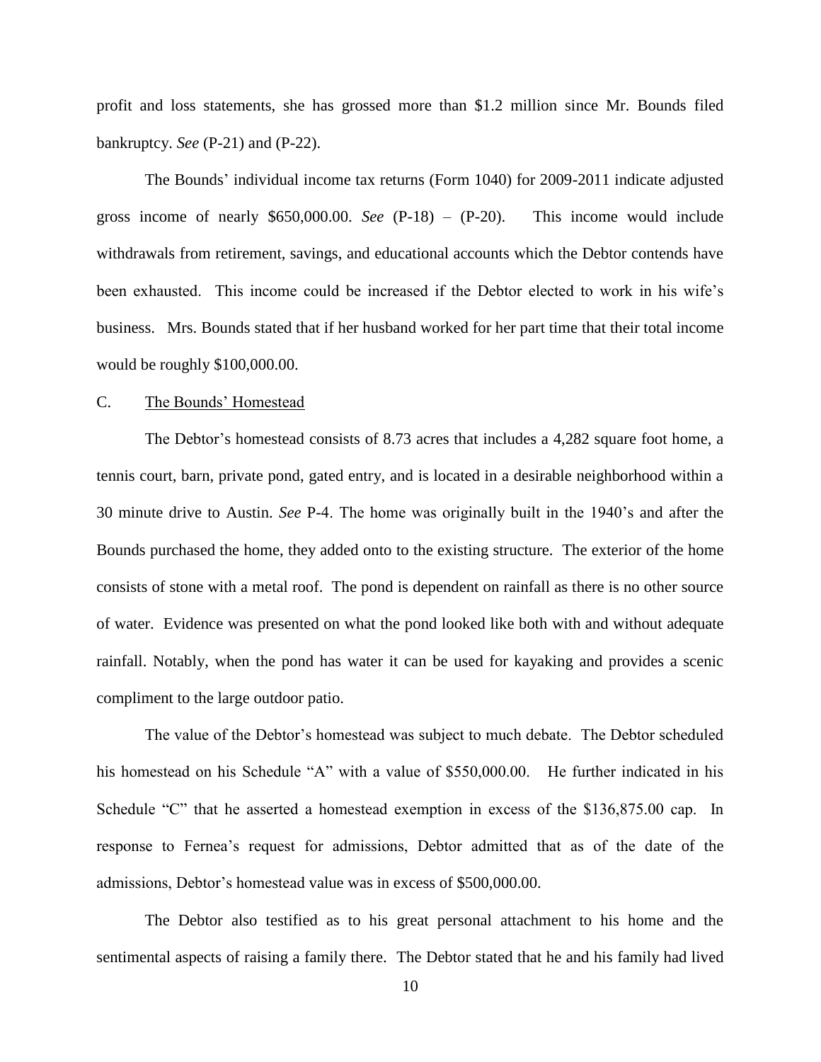profit and loss statements, she has grossed more than $1.2 million since Mr. Bounds filed bankruptcy. *See* (P-21) and (P-22).

The Bounds' individual income tax returns (Form 1040) for 2009-2011 indicate adjusted gross income of nearly $650,000.00. *See* (P-18) – (P-20). This income would include withdrawals from retirement, savings, and educational accounts which the Debtor contends have been exhausted. This income could be increased if the Debtor elected to work in his wife's business. Mrs. Bounds stated that if her husband worked for her part time that their total income would be roughly $100,000.00.

C. The Bounds' Homestead

The Debtor's homestead consists of 8.73 acres that includes a 4,282 square foot home, a tennis court, barn, private pond, gated entry, and is located in a desirable neighborhood within a 30 minute drive to Austin. *See* P-4. The home was originally built in the 1940's and after the Bounds purchased the home, they added onto to the existing structure. The exterior of the home consists of stone with a metal roof. The pond is dependent on rainfall as there is no other source of water. Evidence was presented on what the pond looked like both with and without adequate rainfall. Notably, when the pond has water it can be used for kayaking and provides a scenic compliment to the large outdoor patio.

The value of the Debtor's homestead was subject to much debate. The Debtor scheduled his homestead on his Schedule "A" with a value of $550,000.00. He further indicated in his Schedule "C" that he asserted a homestead exemption in excess of the $136,875.00 cap. In response to Fernea's request for admissions, Debtor admitted that as of the date of the admissions, Debtor's homestead value was in excess of $500,000.00.

The Debtor also testified as to his great personal attachment to his home and the sentimental aspects of raising a family there. The Debtor stated that he and his family had lived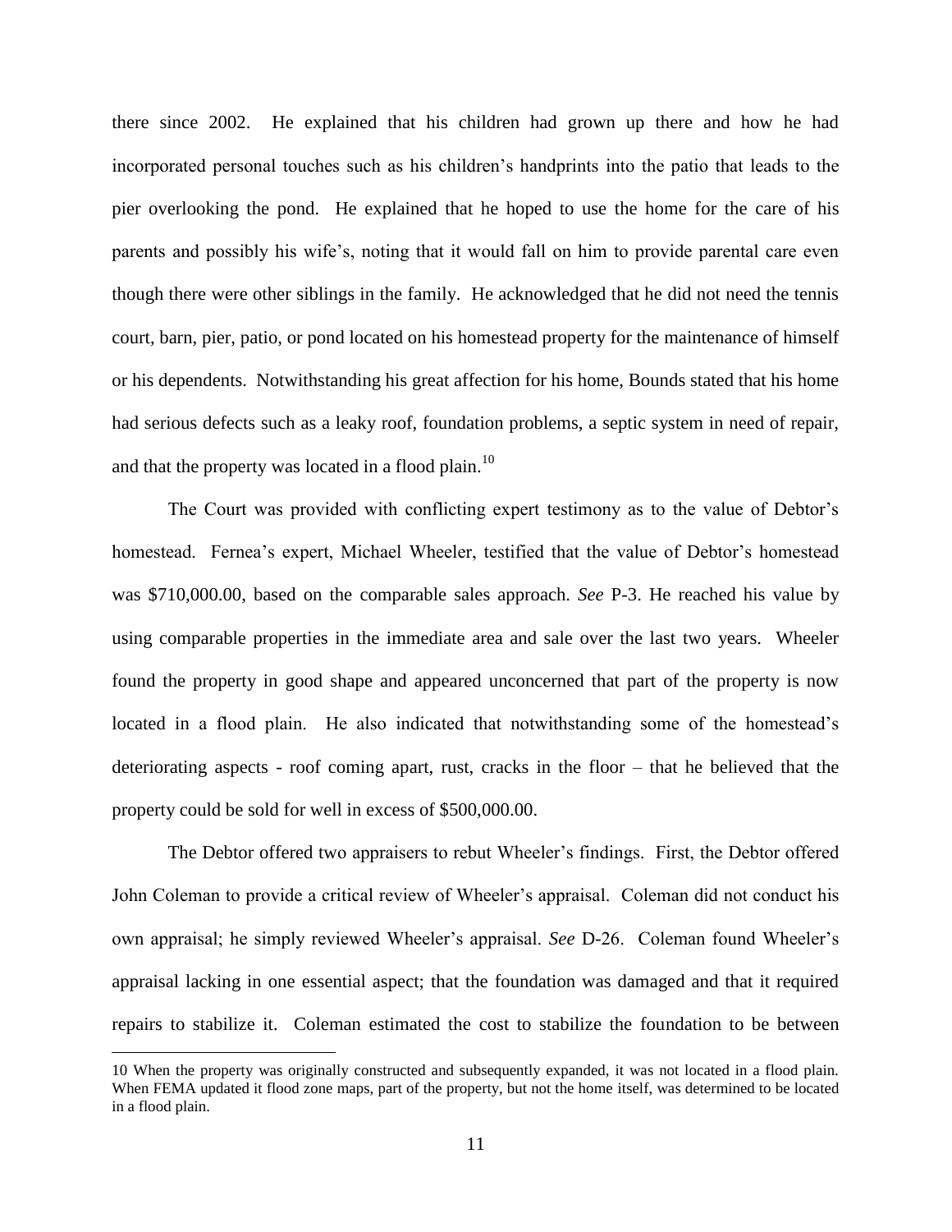there since 2002. He explained that his children had grown up there and how he had incorporated personal touches such as his children's handprints into the patio that leads to the pier overlooking the pond. He explained that he hoped to use the home for the care of his parents and possibly his wife's, noting that it would fall on him to provide parental care even though there were other siblings in the family. He acknowledged that he did not need the tennis court, barn, pier, patio, or pond located on his homestead property for the maintenance of himself or his dependents. Notwithstanding his great affection for his home, Bounds stated that his home had serious defects such as a leaky roof, foundation problems, a septic system in need of repair, and that the property was located in a flood plain.[10]

The Court was provided with conflicting expert testimony as to the value of Debtor's homestead. Fernea's expert, Michael Wheeler, testified that the value of Debtor's homestead was $710,000.00, based on the comparable sales approach. *See* P-3. He reached his value by using comparable properties in the immediate area and sale over the last two years. Wheeler found the property in good shape and appeared unconcerned that part of the property is now located in a flood plain. He also indicated that notwithstanding some of the homestead's deteriorating aspects - roof coming apart, rust, cracks in the floor – that he believed that the property could be sold for well in excess of $500,000.00.

The Debtor offered two appraisers to rebut Wheeler's findings. First, the Debtor offered John Coleman to provide a critical review of Wheeler's appraisal. Coleman did not conduct his own appraisal; he simply reviewed Wheeler's appraisal. *See* D-26. Coleman found Wheeler's appraisal lacking in one essential aspect; that the foundation was damaged and that it required repairs to stabilize it. Coleman estimated the cost to stabilize the foundation to be between

---

10 When the property was originally constructed and subsequently expanded, it was not located in a flood plain. When FEMA updated it flood zone maps, part of the property, but not the home itself, was determined to be located in a flood plain.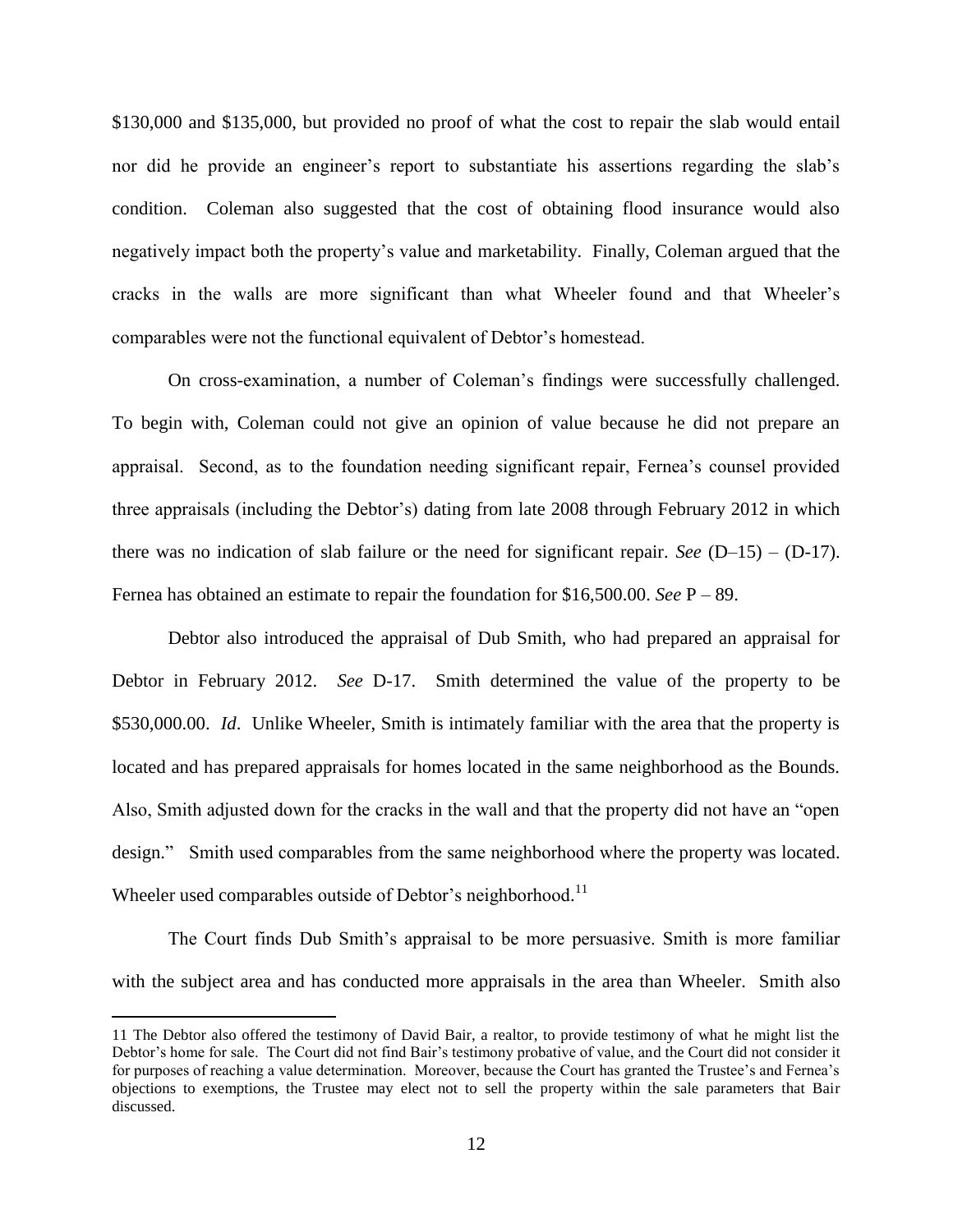$130,000 and $135,000, but provided no proof of what the cost to repair the slab would entail nor did he provide an engineer's report to substantiate his assertions regarding the slab's condition. Coleman also suggested that the cost of obtaining flood insurance would also negatively impact both the property's value and marketability. Finally, Coleman argued that the cracks in the walls are more significant than what Wheeler found and that Wheeler's comparables were not the functional equivalent of Debtor's homestead.

On cross-examination, a number of Coleman's findings were successfully challenged. To begin with, Coleman could not give an opinion of value because he did not prepare an appraisal. Second, as to the foundation needing significant repair, Fernea's counsel provided three appraisals (including the Debtor's) dating from late 2008 through February 2012 in which there was no indication of slab failure or the need for significant repair. *See* (D–15) – (D-17). Fernea has obtained an estimate to repair the foundation for $16,500.00. *See* P – 89.

Debtor also introduced the appraisal of Dub Smith, who had prepared an appraisal for Debtor in February 2012. *See* D-17. Smith determined the value of the property to be $530,000.00. *Id*. Unlike Wheeler, Smith is intimately familiar with the area that the property is located and has prepared appraisals for homes located in the same neighborhood as the Bounds. Also, Smith adjusted down for the cracks in the wall and that the property did not have an "open design." Smith used comparables from the same neighborhood where the property was located. Wheeler used comparables outside of Debtor's neighborhood.[11]

The Court finds Dub Smith's appraisal to be more persuasive. Smith is more familiar with the subject area and has conducted more appraisals in the area than Wheeler. Smith also

11 The Debtor also offered the testimony of David Bair, a realtor, to provide testimony of what he might list the Debtor's home for sale. The Court did not find Bair's testimony probative of value, and the Court did not consider it for purposes of reaching a value determination. Moreover, because the Court has granted the Trustee's and Fernea's objections to exemptions, the Trustee may elect not to sell the property within the sale parameters that Bair discussed.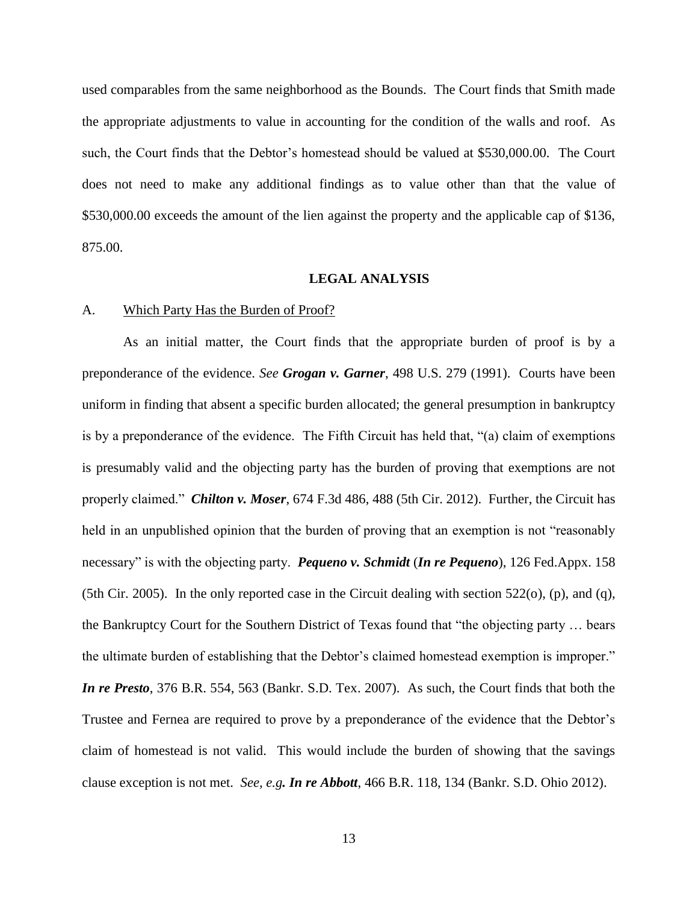used comparables from the same neighborhood as the Bounds. The Court finds that Smith made the appropriate adjustments to value in accounting for the condition of the walls and roof. As such, the Court finds that the Debtor's homestead should be valued at $530,000.00. The Court does not need to make any additional findings as to value other than that the value of $530,000.00 exceeds the amount of the lien against the property and the applicable cap of $136, 875.00.

## LEGAL ANALYSIS

A. Which Party Has the Burden of Proof?

As an initial matter, the Court finds that the appropriate burden of proof is by a preponderance of the evidence. *See* ***Grogan v. Garner***, 498 U.S. 279 (1991). Courts have been uniform in finding that absent a specific burden allocated; the general presumption in bankruptcy is by a preponderance of the evidence. The Fifth Circuit has held that, "(a) claim of exemptions is presumably valid and the objecting party has the burden of proving that exemptions are not properly claimed." ***Chilton v. Moser***, 674 F.3d 486, 488 (5th Cir. 2012). Further, the Circuit has held in an unpublished opinion that the burden of proving that an exemption is not "reasonably necessary" is with the objecting party. ***Pequeno v. Schmidt*** (***In re Pequeno***), 126 Fed.Appx. 158 (5th Cir. 2005). In the only reported case in the Circuit dealing with section 522(o), (p), and (q), the Bankruptcy Court for the Southern District of Texas found that "the objecting party … bears the ultimate burden of establishing that the Debtor's claimed homestead exemption is improper." ***In re Presto***, 376 B.R. 554, 563 (Bankr. S.D. Tex. 2007). As such, the Court finds that both the Trustee and Fernea are required to prove by a preponderance of the evidence that the Debtor's claim of homestead is not valid. This would include the burden of showing that the savings clause exception is not met. *See, e.g.* ***In re Abbott***, 466 B.R. 118, 134 (Bankr. S.D. Ohio 2012).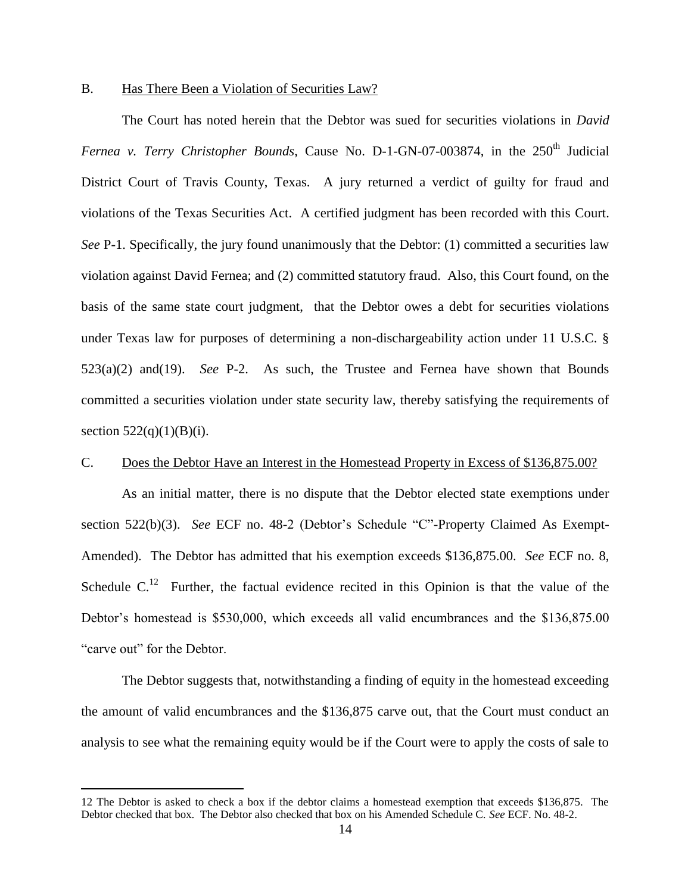B. <u>Has There Been a Violation of Securities Law?</u>

The Court has noted herein that the Debtor was sued for securities violations in *David Fernea v. Terry Christopher Bounds*, Cause No. D-1-GN-07-003874, in the 250th Judicial District Court of Travis County, Texas. A jury returned a verdict of guilty for fraud and violations of the Texas Securities Act. A certified judgment has been recorded with this Court. *See* P-1. Specifically, the jury found unanimously that the Debtor: (1) committed a securities law violation against David Fernea; and (2) committed statutory fraud. Also, this Court found, on the basis of the same state court judgment, that the Debtor owes a debt for securities violations under Texas law for purposes of determining a non-dischargeability action under 11 U.S.C. § 523(a)(2) and(19). *See* P-2. As such, the Trustee and Fernea have shown that Bounds committed a securities violation under state security law, thereby satisfying the requirements of section 522(q)(1)(B)(i).

C. <u>Does the Debtor Have an Interest in the Homestead Property in Excess of $136,875.00?</u>

As an initial matter, there is no dispute that the Debtor elected state exemptions under section 522(b)(3). *See* ECF no. 48-2 (Debtor's Schedule "C"-Property Claimed As Exempt-Amended). The Debtor has admitted that his exemption exceeds $136,875.00. *See* ECF no. 8, Schedule C.[12] Further, the factual evidence recited in this Opinion is that the value of the Debtor's homestead is $530,000, which exceeds all valid encumbrances and the $136,875.00 "carve out" for the Debtor.

The Debtor suggests that, notwithstanding a finding of equity in the homestead exceeding the amount of valid encumbrances and the $136,875 carve out, that the Court must conduct an analysis to see what the remaining equity would be if the Court were to apply the costs of sale to

---

12 The Debtor is asked to check a box if the debtor claims a homestead exemption that exceeds $136,875. The Debtor checked that box. The Debtor also checked that box on his Amended Schedule C. *See* ECF. No. 48-2.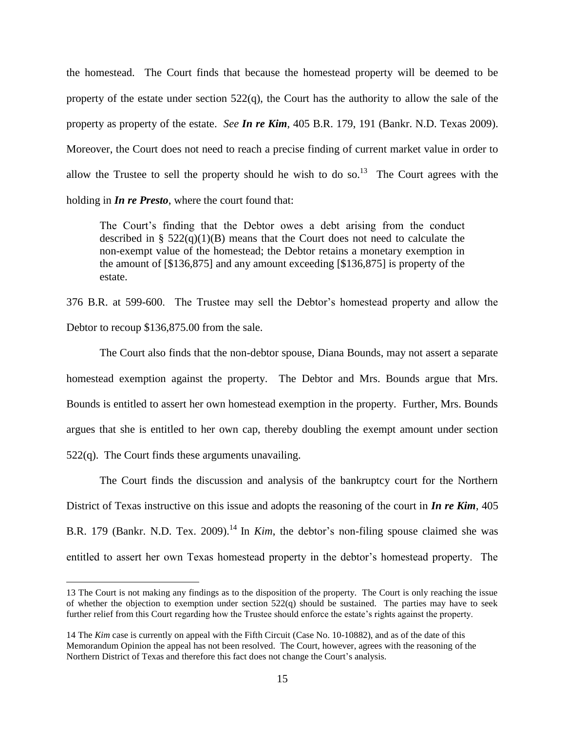the homestead. The Court finds that because the homestead property will be deemed to be property of the estate under section 522(q), the Court has the authority to allow the sale of the property as property of the estate. *See* ***In re Kim***, 405 B.R. 179, 191 (Bankr. N.D. Texas 2009). Moreover, the Court does not need to reach a precise finding of current market value in order to allow the Trustee to sell the property should he wish to do so.[13] The Court agrees with the holding in ***In re Presto***, where the court found that:

> The Court's finding that the Debtor owes a debt arising from the conduct described in § 522(q)(1)(B) means that the Court does not need to calculate the non-exempt value of the homestead; the Debtor retains a monetary exemption in the amount of [$136,875] and any amount exceeding [$136,875] is property of the estate.

376 B.R. at 599-600. The Trustee may sell the Debtor's homestead property and allow the Debtor to recoup $136,875.00 from the sale.

The Court also finds that the non-debtor spouse, Diana Bounds, may not assert a separate homestead exemption against the property. The Debtor and Mrs. Bounds argue that Mrs. Bounds is entitled to assert her own homestead exemption in the property. Further, Mrs. Bounds argues that she is entitled to her own cap, thereby doubling the exempt amount under section 522(q). The Court finds these arguments unavailing.

The Court finds the discussion and analysis of the bankruptcy court for the Northern District of Texas instructive on this issue and adopts the reasoning of the court in ***In re Kim***, 405 B.R. 179 (Bankr. N.D. Tex. 2009).[14] In *Kim*, the debtor's non-filing spouse claimed she was entitled to assert her own Texas homestead property in the debtor's homestead property. The

---

13 The Court is not making any findings as to the disposition of the property. The Court is only reaching the issue of whether the objection to exemption under section 522(q) should be sustained. The parties may have to seek further relief from this Court regarding how the Trustee should enforce the estate's rights against the property.

14 The *Kim* case is currently on appeal with the Fifth Circuit (Case No. 10-10882), and as of the date of this Memorandum Opinion the appeal has not been resolved. The Court, however, agrees with the reasoning of the Northern District of Texas and therefore this fact does not change the Court's analysis.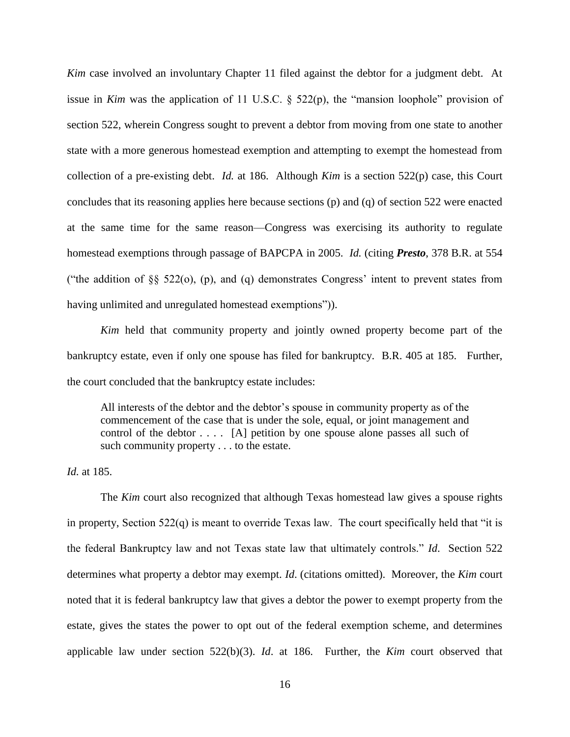*Kim* case involved an involuntary Chapter 11 filed against the debtor for a judgment debt. At issue in *Kim* was the application of 11 U.S.C. § 522(p), the "mansion loophole" provision of section 522, wherein Congress sought to prevent a debtor from moving from one state to another state with a more generous homestead exemption and attempting to exempt the homestead from collection of a pre-existing debt. *Id.* at 186. Although *Kim* is a section 522(p) case, this Court concludes that its reasoning applies here because sections (p) and (q) of section 522 were enacted at the same time for the same reason—Congress was exercising its authority to regulate homestead exemptions through passage of BAPCPA in 2005. *Id.* (citing ***Presto***, 378 B.R. at 554 ("the addition of §§ 522(o), (p), and (q) demonstrates Congress' intent to prevent states from having unlimited and unregulated homestead exemptions")).

*Kim* held that community property and jointly owned property become part of the bankruptcy estate, even if only one spouse has filed for bankruptcy. B.R. 405 at 185. Further, the court concluded that the bankruptcy estate includes:

> All interests of the debtor and the debtor's spouse in community property as of the commencement of the case that is under the sole, equal, or joint management and control of the debtor . . . . [A] petition by one spouse alone passes all such of such community property . . . to the estate.

*Id.* at 185.

The *Kim* court also recognized that although Texas homestead law gives a spouse rights in property, Section 522(q) is meant to override Texas law. The court specifically held that "it is the federal Bankruptcy law and not Texas state law that ultimately controls." *Id*. Section 522 determines what property a debtor may exempt. *Id*. (citations omitted). Moreover, the *Kim* court noted that it is federal bankruptcy law that gives a debtor the power to exempt property from the estate, gives the states the power to opt out of the federal exemption scheme, and determines applicable law under section 522(b)(3). *Id*. at 186. Further, the *Kim* court observed that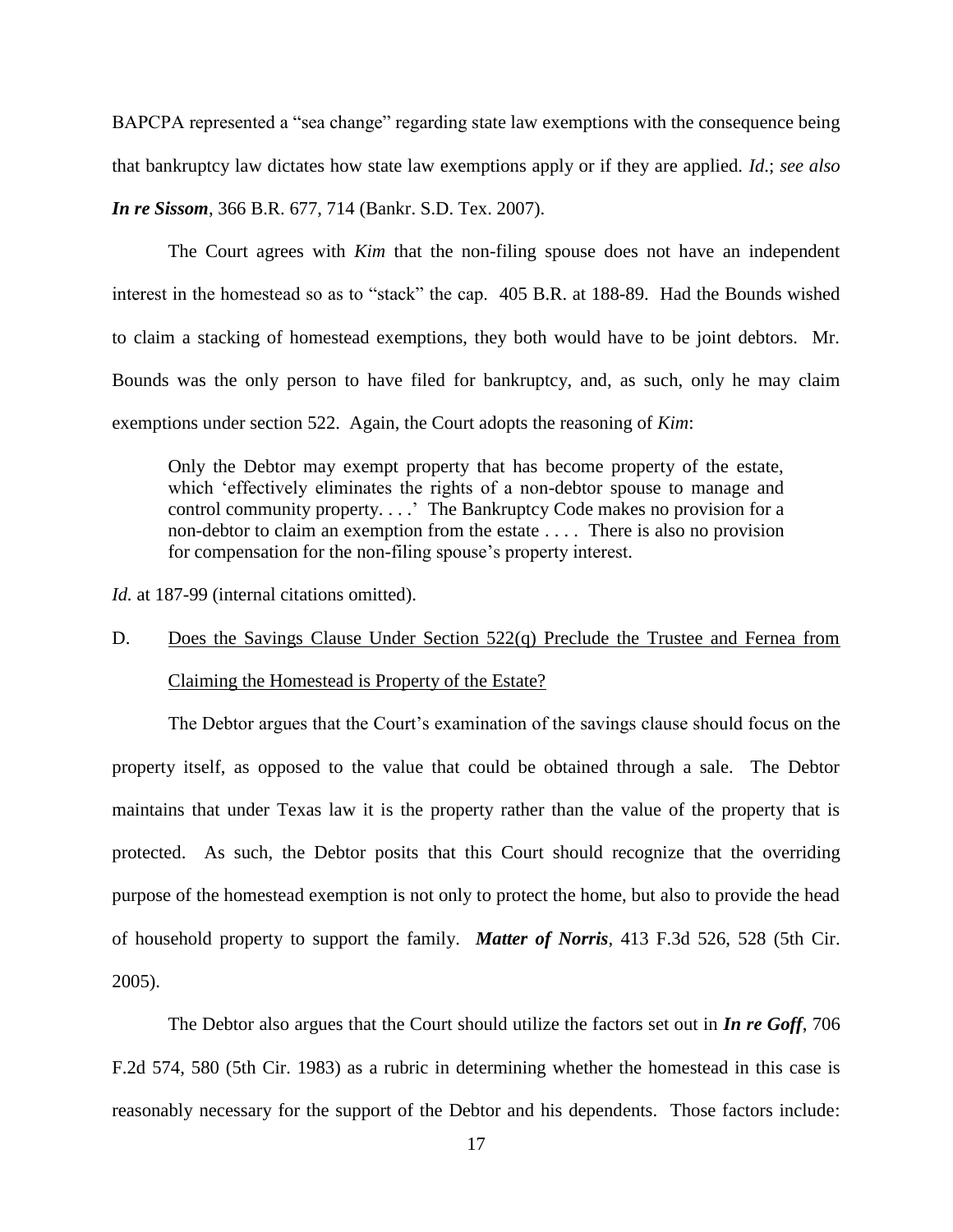BAPCPA represented a "sea change" regarding state law exemptions with the consequence being that bankruptcy law dictates how state law exemptions apply or if they are applied. *Id*.; *see also* ***In re Sissom***, 366 B.R. 677, 714 (Bankr. S.D. Tex. 2007).

The Court agrees with *Kim* that the non-filing spouse does not have an independent interest in the homestead so as to "stack" the cap. 405 B.R. at 188-89. Had the Bounds wished to claim a stacking of homestead exemptions, they both would have to be joint debtors. Mr. Bounds was the only person to have filed for bankruptcy, and, as such, only he may claim exemptions under section 522. Again, the Court adopts the reasoning of *Kim*:

> Only the Debtor may exempt property that has become property of the estate, which 'effectively eliminates the rights of a non-debtor spouse to manage and control community property. . . .' The Bankruptcy Code makes no provision for a non-debtor to claim an exemption from the estate . . . . There is also no provision for compensation for the non-filing spouse's property interest.

*Id.* at 187-99 (internal citations omitted).

D. <u>Does the Savings Clause Under Section 522(q) Preclude the Trustee and Fernea from Claiming the Homestead is Property of the Estate?</u>

The Debtor argues that the Court's examination of the savings clause should focus on the property itself, as opposed to the value that could be obtained through a sale. The Debtor maintains that under Texas law it is the property rather than the value of the property that is protected. As such, the Debtor posits that this Court should recognize that the overriding purpose of the homestead exemption is not only to protect the home, but also to provide the head of household property to support the family. ***Matter of Norris***, 413 F.3d 526, 528 (5th Cir. 2005).

The Debtor also argues that the Court should utilize the factors set out in ***In re Goff***, 706 F.2d 574, 580 (5th Cir. 1983) as a rubric in determining whether the homestead in this case is reasonably necessary for the support of the Debtor and his dependents. Those factors include: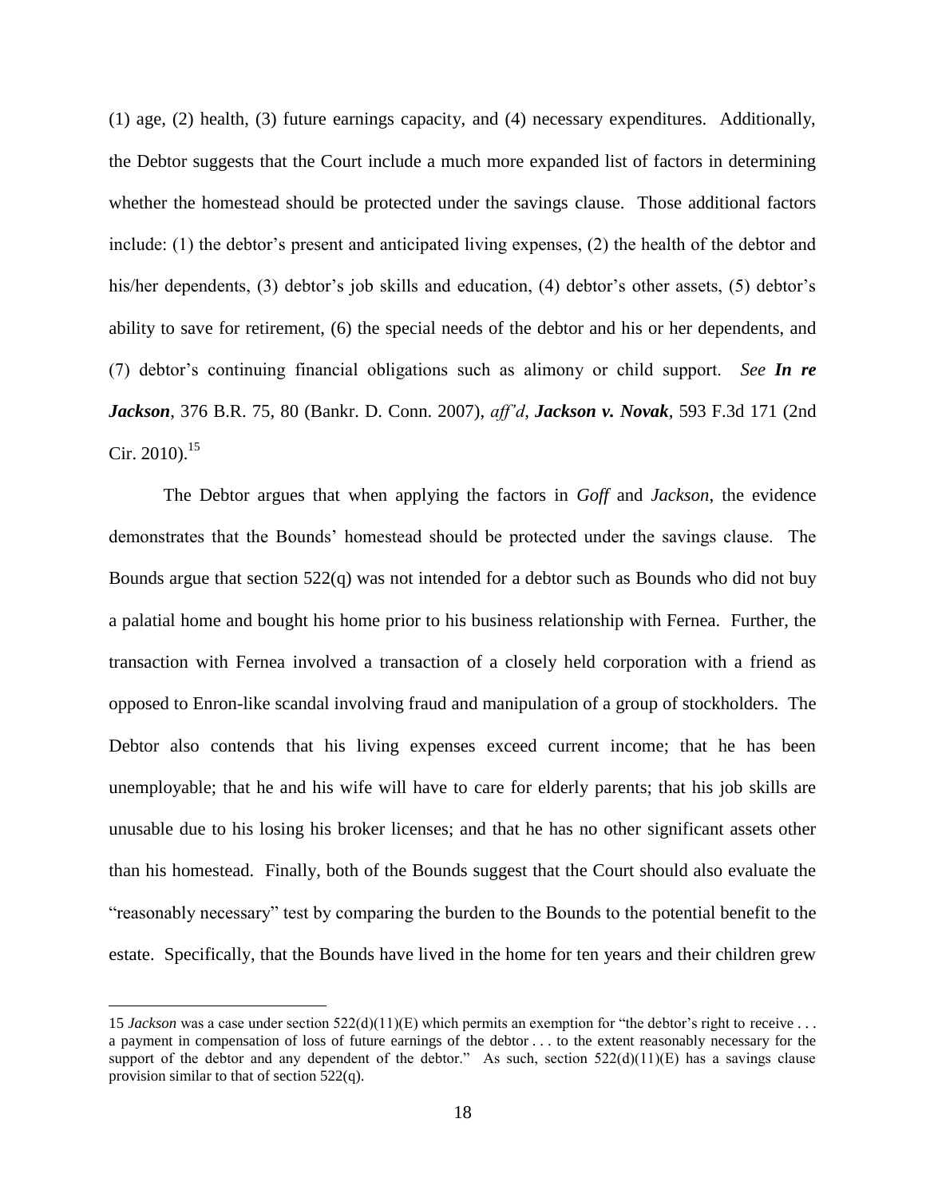(1) age, (2) health, (3) future earnings capacity, and (4) necessary expenditures. Additionally, the Debtor suggests that the Court include a much more expanded list of factors in determining whether the homestead should be protected under the savings clause. Those additional factors include: (1) the debtor's present and anticipated living expenses, (2) the health of the debtor and his/her dependents, (3) debtor's job skills and education, (4) debtor's other assets, (5) debtor's ability to save for retirement, (6) the special needs of the debtor and his or her dependents, and (7) debtor's continuing financial obligations such as alimony or child support. *See **In re Jackson***, 376 B.R. 75, 80 (Bankr. D. Conn. 2007), *aff'd*, ***Jackson v. Novak***, 593 F.3d 171 (2nd Cir. 2010).[15]

The Debtor argues that when applying the factors in *Goff* and *Jackson*, the evidence demonstrates that the Bounds' homestead should be protected under the savings clause. The Bounds argue that section 522(q) was not intended for a debtor such as Bounds who did not buy a palatial home and bought his home prior to his business relationship with Fernea. Further, the transaction with Fernea involved a transaction of a closely held corporation with a friend as opposed to Enron-like scandal involving fraud and manipulation of a group of stockholders. The Debtor also contends that his living expenses exceed current income; that he has been unemployable; that he and his wife will have to care for elderly parents; that his job skills are unusable due to his losing his broker licenses; and that he has no other significant assets other than his homestead. Finally, both of the Bounds suggest that the Court should also evaluate the "reasonably necessary" test by comparing the burden to the Bounds to the potential benefit to the estate. Specifically, that the Bounds have lived in the home for ten years and their children grew

---

15 *Jackson* was a case under section 522(d)(11)(E) which permits an exemption for "the debtor's right to receive . . . a payment in compensation of loss of future earnings of the debtor . . . to the extent reasonably necessary for the support of the debtor and any dependent of the debtor." As such, section 522(d)(11)(E) has a savings clause provision similar to that of section 522(q).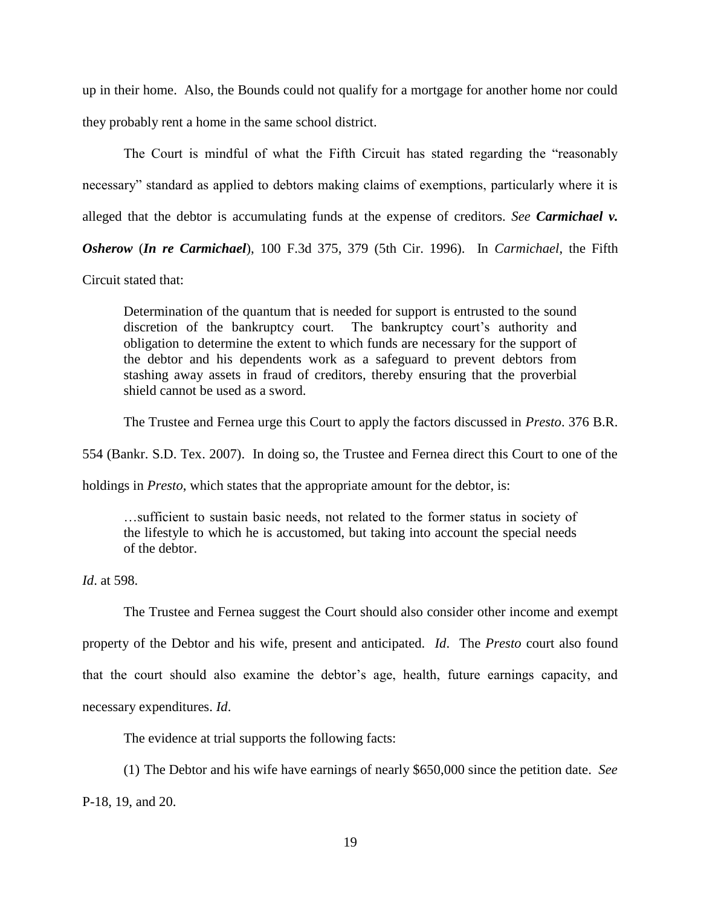up in their home. Also, the Bounds could not qualify for a mortgage for another home nor could they probably rent a home in the same school district.

The Court is mindful of what the Fifth Circuit has stated regarding the "reasonably necessary" standard as applied to debtors making claims of exemptions, particularly where it is alleged that the debtor is accumulating funds at the expense of creditors. *See* ***Carmichael v. Osherow*** (***In re Carmichael***), 100 F.3d 375, 379 (5th Cir. 1996). In *Carmichael*, the Fifth Circuit stated that:

> Determination of the quantum that is needed for support is entrusted to the sound discretion of the bankruptcy court. The bankruptcy court's authority and obligation to determine the extent to which funds are necessary for the support of the debtor and his dependents work as a safeguard to prevent debtors from stashing away assets in fraud of creditors, thereby ensuring that the proverbial shield cannot be used as a sword.

The Trustee and Fernea urge this Court to apply the factors discussed in *Presto*. 376 B.R. 554 (Bankr. S.D. Tex. 2007). In doing so, the Trustee and Fernea direct this Court to one of the holdings in *Presto*, which states that the appropriate amount for the debtor, is:

> …sufficient to sustain basic needs, not related to the former status in society of the lifestyle to which he is accustomed, but taking into account the special needs of the debtor.

*Id*. at 598.

The Trustee and Fernea suggest the Court should also consider other income and exempt property of the Debtor and his wife, present and anticipated. *Id*. The *Presto* court also found that the court should also examine the debtor's age, health, future earnings capacity, and necessary expenditures. *Id*.

The evidence at trial supports the following facts:

(1) The Debtor and his wife have earnings of nearly $650,000 since the petition date. *See* P-18, 19, and 20.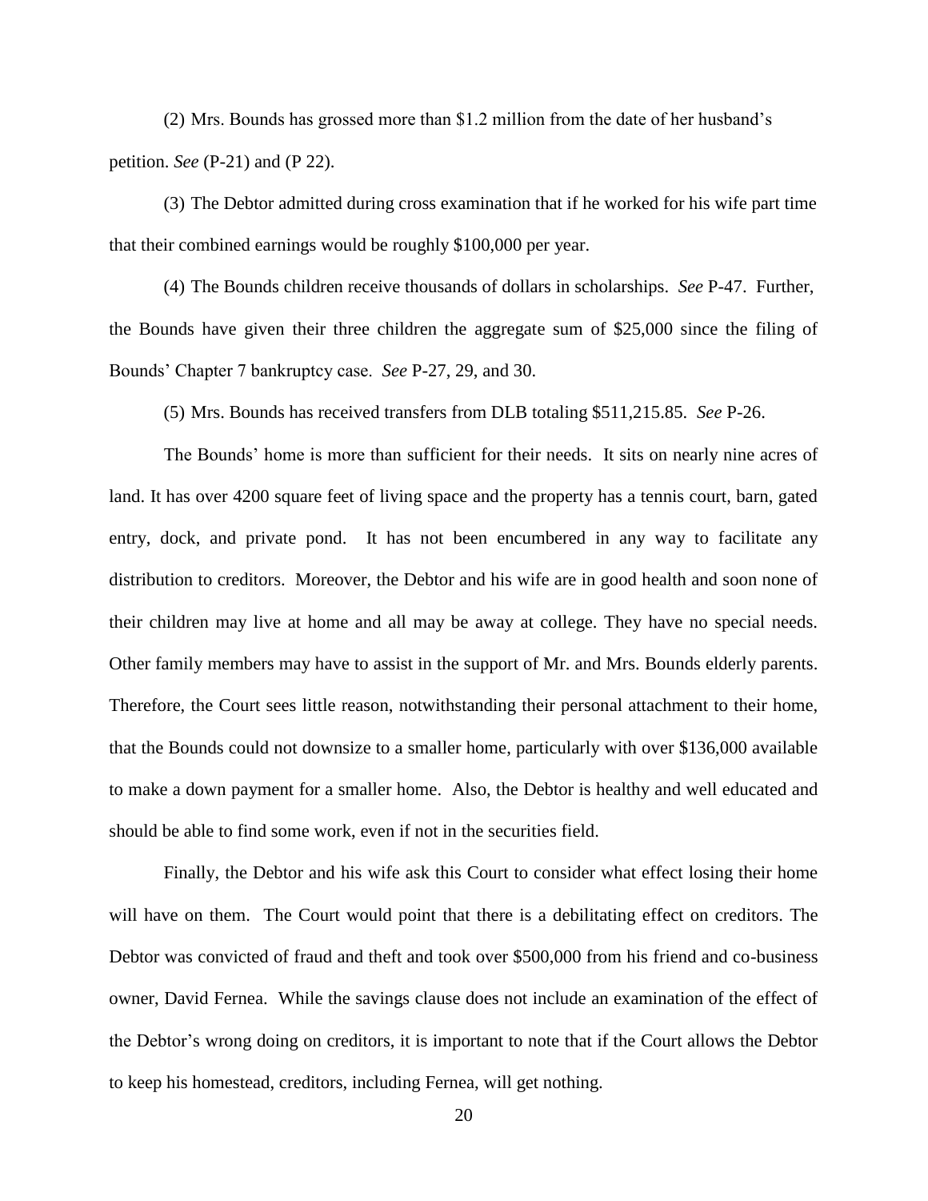(2) Mrs. Bounds has grossed more than $1.2 million from the date of her husband's petition. *See* (P-21) and (P 22).

(3) The Debtor admitted during cross examination that if he worked for his wife part time that their combined earnings would be roughly $100,000 per year.

(4) The Bounds children receive thousands of dollars in scholarships. *See* P-47. Further, the Bounds have given their three children the aggregate sum of $25,000 since the filing of Bounds' Chapter 7 bankruptcy case. *See* P-27, 29, and 30.

(5) Mrs. Bounds has received transfers from DLB totaling $511,215.85. *See* P-26.

The Bounds' home is more than sufficient for their needs. It sits on nearly nine acres of land. It has over 4200 square feet of living space and the property has a tennis court, barn, gated entry, dock, and private pond. It has not been encumbered in any way to facilitate any distribution to creditors. Moreover, the Debtor and his wife are in good health and soon none of their children may live at home and all may be away at college. They have no special needs. Other family members may have to assist in the support of Mr. and Mrs. Bounds elderly parents. Therefore, the Court sees little reason, notwithstanding their personal attachment to their home, that the Bounds could not downsize to a smaller home, particularly with over $136,000 available to make a down payment for a smaller home. Also, the Debtor is healthy and well educated and should be able to find some work, even if not in the securities field.

Finally, the Debtor and his wife ask this Court to consider what effect losing their home will have on them. The Court would point that there is a debilitating effect on creditors. The Debtor was convicted of fraud and theft and took over $500,000 from his friend and co-business owner, David Fernea. While the savings clause does not include an examination of the effect of the Debtor's wrong doing on creditors, it is important to note that if the Court allows the Debtor to keep his homestead, creditors, including Fernea, will get nothing.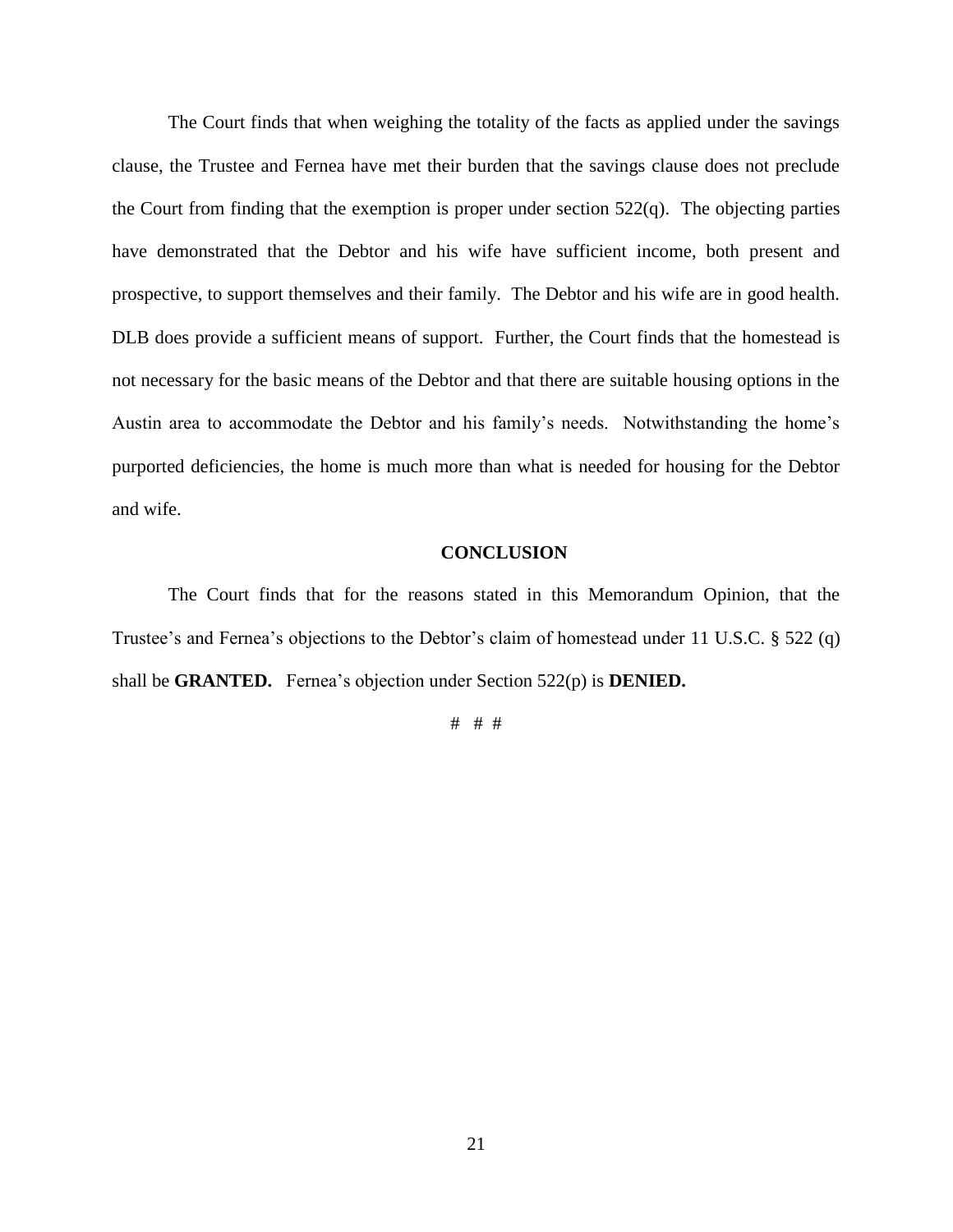The Court finds that when weighing the totality of the facts as applied under the savings clause, the Trustee and Fernea have met their burden that the savings clause does not preclude the Court from finding that the exemption is proper under section 522(q). The objecting parties have demonstrated that the Debtor and his wife have sufficient income, both present and prospective, to support themselves and their family. The Debtor and his wife are in good health. DLB does provide a sufficient means of support. Further, the Court finds that the homestead is not necessary for the basic means of the Debtor and that there are suitable housing options in the Austin area to accommodate the Debtor and his family's needs. Notwithstanding the home's purported deficiencies, the home is much more than what is needed for housing for the Debtor and wife.

## CONCLUSION

The Court finds that for the reasons stated in this Memorandum Opinion, that the Trustee's and Fernea's objections to the Debtor's claim of homestead under 11 U.S.C. § 522 (q) shall be **GRANTED.** Fernea's objection under Section 522(p) is **DENIED.**

# # #